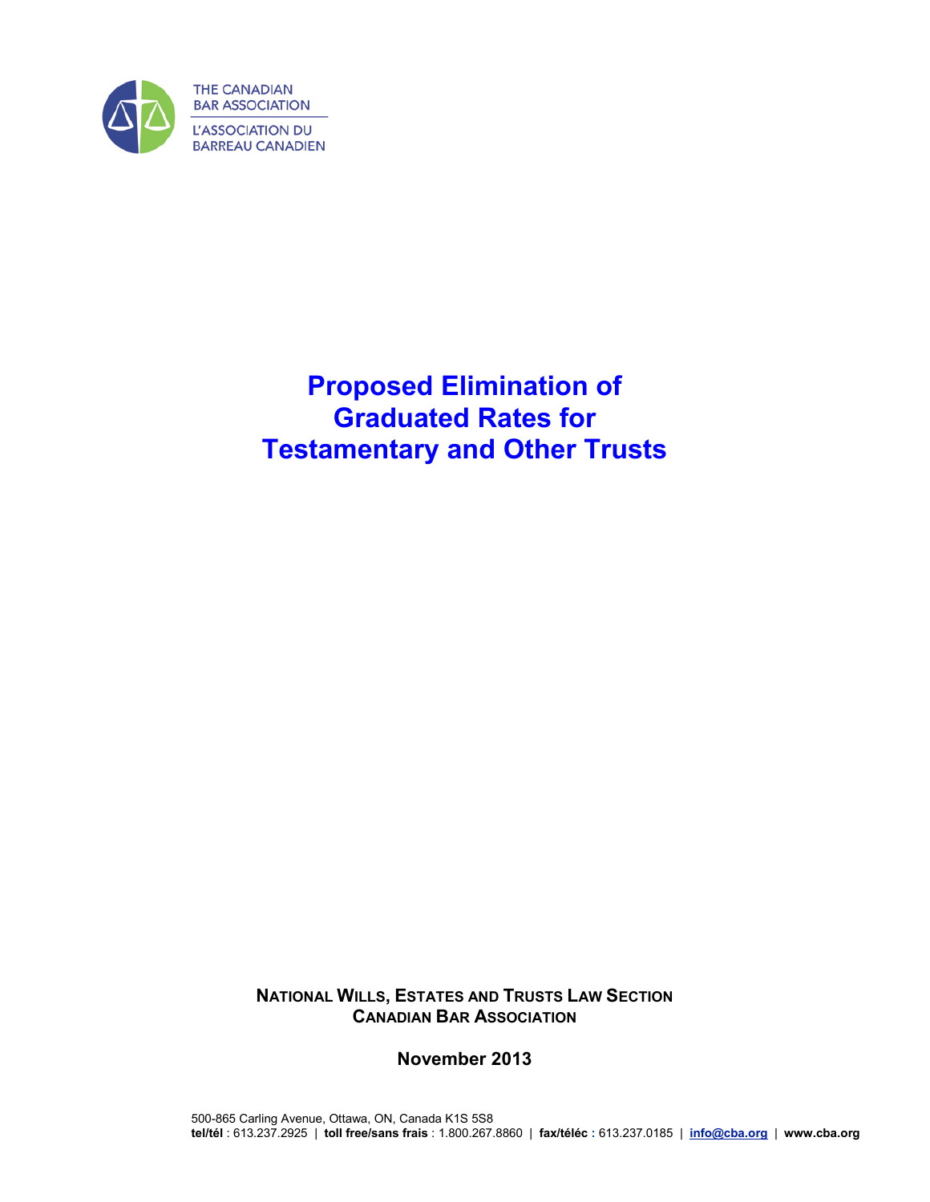THE CANADIAN BAR ASSOCIATION

L'ASSOCIATION DU BARREAU CANADIEN

# Proposed Elimination of Graduated Rates for Testamentary and Other Trusts

**NATIONAL WILLS, ESTATES AND TRUSTS LAW SECTION**
**CANADIAN BAR ASSOCIATION**

**November 2013**

500-865 Carling Avenue, Ottawa, ON, Canada K1S 5S8
**tel/tél** : 613.237.2925 | **toll free/sans frais** : 1.800.267.8860 | **fax/téléc** : 613.237.0185 | **info@cba.org** | **www.cba.org**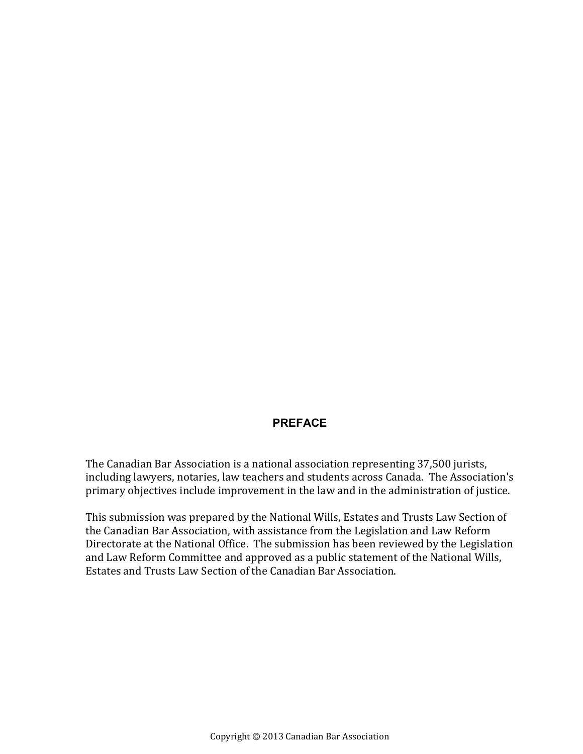## PREFACE

The Canadian Bar Association is a national association representing 37,500 jurists, including lawyers, notaries, law teachers and students across Canada. The Association's primary objectives include improvement in the law and in the administration of justice.

This submission was prepared by the National Wills, Estates and Trusts Law Section of the Canadian Bar Association, with assistance from the Legislation and Law Reform Directorate at the National Office. The submission has been reviewed by the Legislation and Law Reform Committee and approved as a public statement of the National Wills, Estates and Trusts Law Section of the Canadian Bar Association.

Copyright © 2013 Canadian Bar Association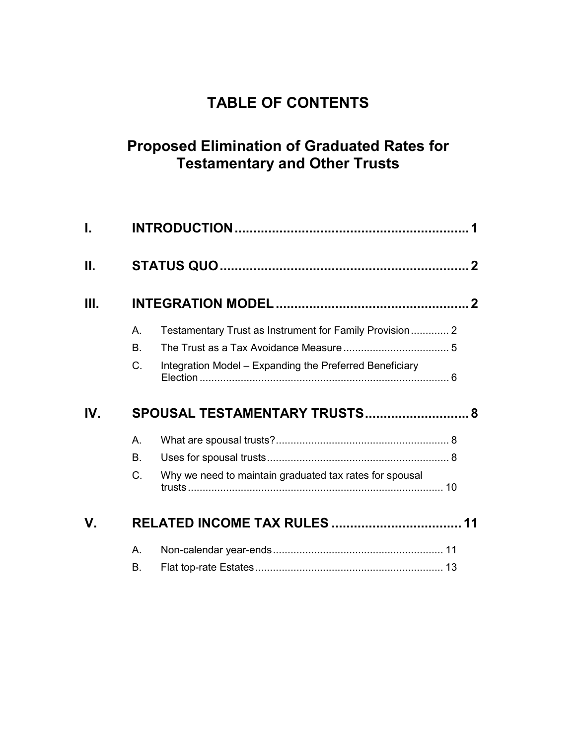# TABLE OF CONTENTS

## Proposed Elimination of Graduated Rates for Testamentary and Other Trusts

**I. INTRODUCTION** .............................................................. **1**

**II. STATUS QUO** .................................................................. **2**

**III. INTEGRATION MODEL** .................................................... **2**

- A. Testamentary Trust as Instrument for Family Provision ............. 2
- B. The Trust as a Tax Avoidance Measure .................................... 5
- C. Integration Model – Expanding the Preferred Beneficiary Election ..................................................................................... 6

**IV. SPOUSAL TESTAMENTARY TRUSTS** ............................ **8**

- A. What are spousal trusts? ........................................................... 8
- B. Uses for spousal trusts ............................................................. 8
- C. Why we need to maintain graduated tax rates for spousal trusts ....................................................................................... 10

**V. RELATED INCOME TAX RULES** ................................... **11**

- A. Non-calendar year-ends .......................................................... 11
- B. Flat top-rate Estates ................................................................ 13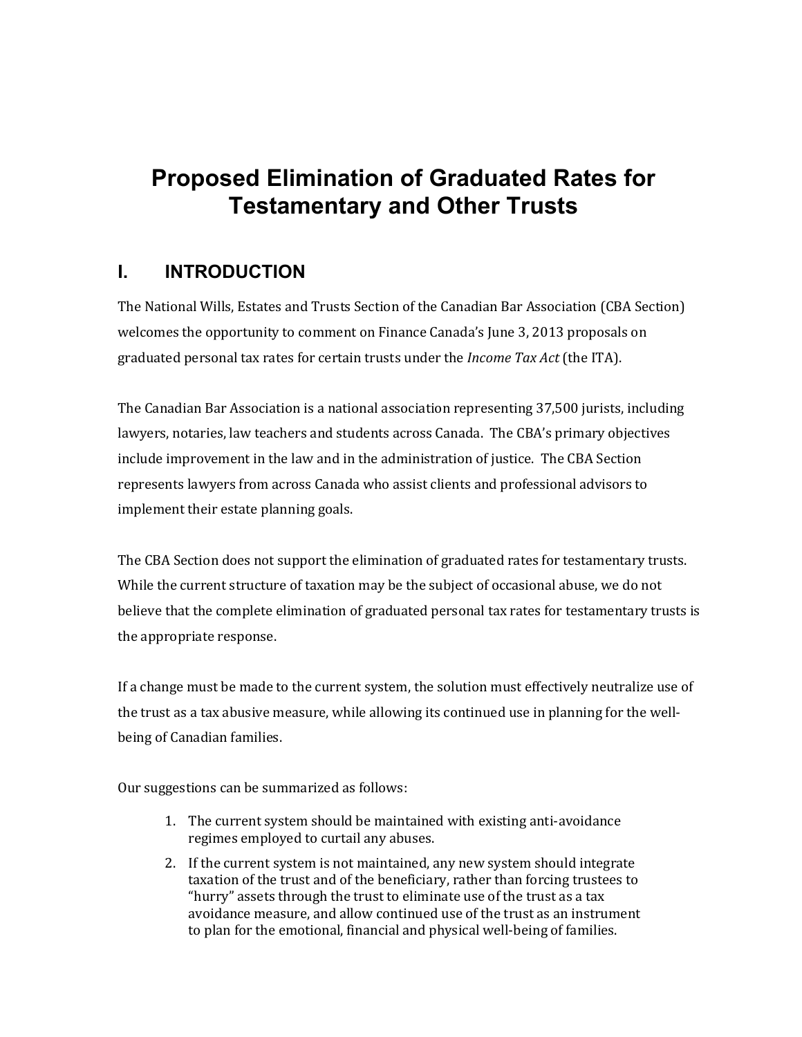# Proposed Elimination of Graduated Rates for Testamentary and Other Trusts

## I. INTRODUCTION

The National Wills, Estates and Trusts Section of the Canadian Bar Association (CBA Section) welcomes the opportunity to comment on Finance Canada's June 3, 2013 proposals on graduated personal tax rates for certain trusts under the *Income Tax Act* (the ITA).

The Canadian Bar Association is a national association representing 37,500 jurists, including lawyers, notaries, law teachers and students across Canada. The CBA's primary objectives include improvement in the law and in the administration of justice. The CBA Section represents lawyers from across Canada who assist clients and professional advisors to implement their estate planning goals.

The CBA Section does not support the elimination of graduated rates for testamentary trusts. While the current structure of taxation may be the subject of occasional abuse, we do not believe that the complete elimination of graduated personal tax rates for testamentary trusts is the appropriate response.

If a change must be made to the current system, the solution must effectively neutralize use of the trust as a tax abusive measure, while allowing its continued use in planning for the well-being of Canadian families.

Our suggestions can be summarized as follows:

1. The current system should be maintained with existing anti-avoidance regimes employed to curtail any abuses.
2. If the current system is not maintained, any new system should integrate taxation of the trust and of the beneficiary, rather than forcing trustees to "hurry" assets through the trust to eliminate use of the trust as a tax avoidance measure, and allow continued use of the trust as an instrument to plan for the emotional, financial and physical well-being of families.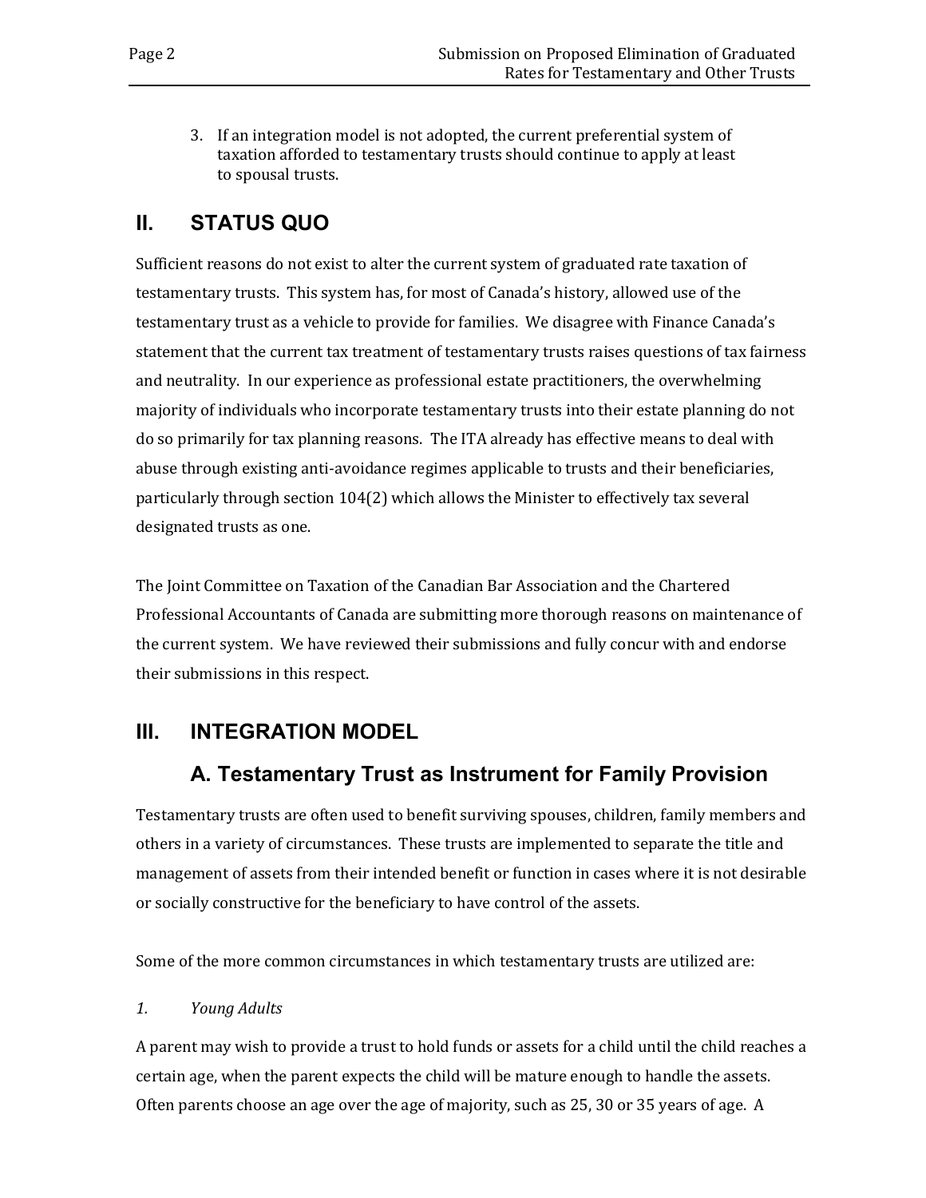3. If an integration model is not adopted, the current preferential system of taxation afforded to testamentary trusts should continue to apply at least to spousal trusts.

## II. STATUS QUO

Sufficient reasons do not exist to alter the current system of graduated rate taxation of testamentary trusts. This system has, for most of Canada's history, allowed use of the testamentary trust as a vehicle to provide for families. We disagree with Finance Canada's statement that the current tax treatment of testamentary trusts raises questions of tax fairness and neutrality. In our experience as professional estate practitioners, the overwhelming majority of individuals who incorporate testamentary trusts into their estate planning do not do so primarily for tax planning reasons. The ITA already has effective means to deal with abuse through existing anti-avoidance regimes applicable to trusts and their beneficiaries, particularly through section 104(2) which allows the Minister to effectively tax several designated trusts as one.

The Joint Committee on Taxation of the Canadian Bar Association and the Chartered Professional Accountants of Canada are submitting more thorough reasons on maintenance of the current system. We have reviewed their submissions and fully concur with and endorse their submissions in this respect.

## III. INTEGRATION MODEL

### A. Testamentary Trust as Instrument for Family Provision

Testamentary trusts are often used to benefit surviving spouses, children, family members and others in a variety of circumstances. These trusts are implemented to separate the title and management of assets from their intended benefit or function in cases where it is not desirable or socially constructive for the beneficiary to have control of the assets.

Some of the more common circumstances in which testamentary trusts are utilized are:

*1. Young Adults*

A parent may wish to provide a trust to hold funds or assets for a child until the child reaches a certain age, when the parent expects the child will be mature enough to handle the assets. Often parents choose an age over the age of majority, such as 25, 30 or 35 years of age. A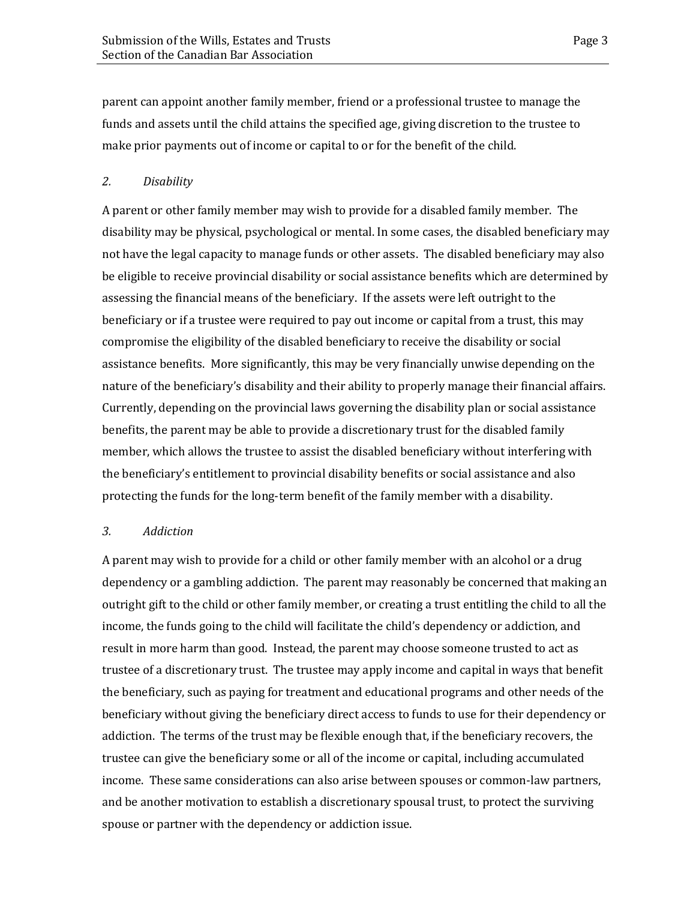parent can appoint another family member, friend or a professional trustee to manage the funds and assets until the child attains the specified age, giving discretion to the trustee to make prior payments out of income or capital to or for the benefit of the child.

### *2. Disability*

A parent or other family member may wish to provide for a disabled family member. The disability may be physical, psychological or mental. In some cases, the disabled beneficiary may not have the legal capacity to manage funds or other assets. The disabled beneficiary may also be eligible to receive provincial disability or social assistance benefits which are determined by assessing the financial means of the beneficiary. If the assets were left outright to the beneficiary or if a trustee were required to pay out income or capital from a trust, this may compromise the eligibility of the disabled beneficiary to receive the disability or social assistance benefits. More significantly, this may be very financially unwise depending on the nature of the beneficiary's disability and their ability to properly manage their financial affairs. Currently, depending on the provincial laws governing the disability plan or social assistance benefits, the parent may be able to provide a discretionary trust for the disabled family member, which allows the trustee to assist the disabled beneficiary without interfering with the beneficiary's entitlement to provincial disability benefits or social assistance and also protecting the funds for the long-term benefit of the family member with a disability.

### *3. Addiction*

A parent may wish to provide for a child or other family member with an alcohol or a drug dependency or a gambling addiction. The parent may reasonably be concerned that making an outright gift to the child or other family member, or creating a trust entitling the child to all the income, the funds going to the child will facilitate the child's dependency or addiction, and result in more harm than good. Instead, the parent may choose someone trusted to act as trustee of a discretionary trust. The trustee may apply income and capital in ways that benefit the beneficiary, such as paying for treatment and educational programs and other needs of the beneficiary without giving the beneficiary direct access to funds to use for their dependency or addiction. The terms of the trust may be flexible enough that, if the beneficiary recovers, the trustee can give the beneficiary some or all of the income or capital, including accumulated income. These same considerations can also arise between spouses or common-law partners, and be another motivation to establish a discretionary spousal trust, to protect the surviving spouse or partner with the dependency or addiction issue.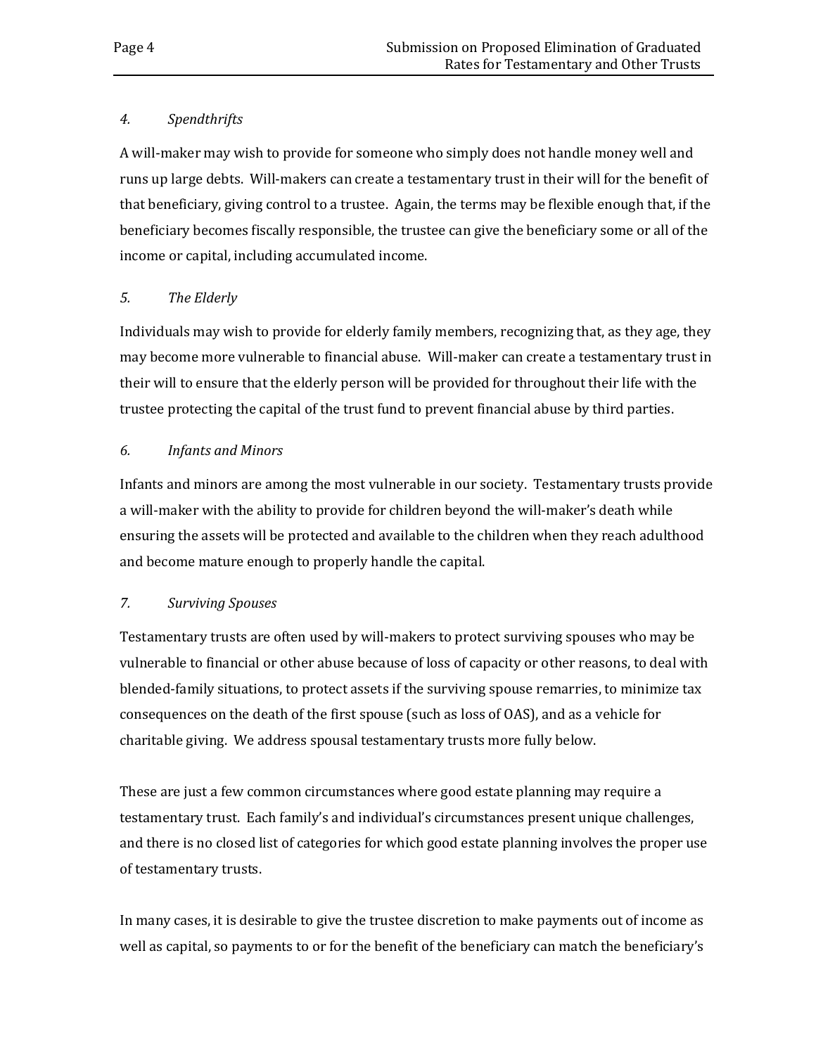*4. Spendthrifts*

A will-maker may wish to provide for someone who simply does not handle money well and runs up large debts. Will-makers can create a testamentary trust in their will for the benefit of that beneficiary, giving control to a trustee. Again, the terms may be flexible enough that, if the beneficiary becomes fiscally responsible, the trustee can give the beneficiary some or all of the income or capital, including accumulated income.

*5. The Elderly*

Individuals may wish to provide for elderly family members, recognizing that, as they age, they may become more vulnerable to financial abuse. Will-maker can create a testamentary trust in their will to ensure that the elderly person will be provided for throughout their life with the trustee protecting the capital of the trust fund to prevent financial abuse by third parties.

*6. Infants and Minors*

Infants and minors are among the most vulnerable in our society. Testamentary trusts provide a will-maker with the ability to provide for children beyond the will-maker's death while ensuring the assets will be protected and available to the children when they reach adulthood and become mature enough to properly handle the capital.

*7. Surviving Spouses*

Testamentary trusts are often used by will-makers to protect surviving spouses who may be vulnerable to financial or other abuse because of loss of capacity or other reasons, to deal with blended-family situations, to protect assets if the surviving spouse remarries, to minimize tax consequences on the death of the first spouse (such as loss of OAS), and as a vehicle for charitable giving. We address spousal testamentary trusts more fully below.

These are just a few common circumstances where good estate planning may require a testamentary trust. Each family's and individual's circumstances present unique challenges, and there is no closed list of categories for which good estate planning involves the proper use of testamentary trusts.

In many cases, it is desirable to give the trustee discretion to make payments out of income as well as capital, so payments to or for the benefit of the beneficiary can match the beneficiary's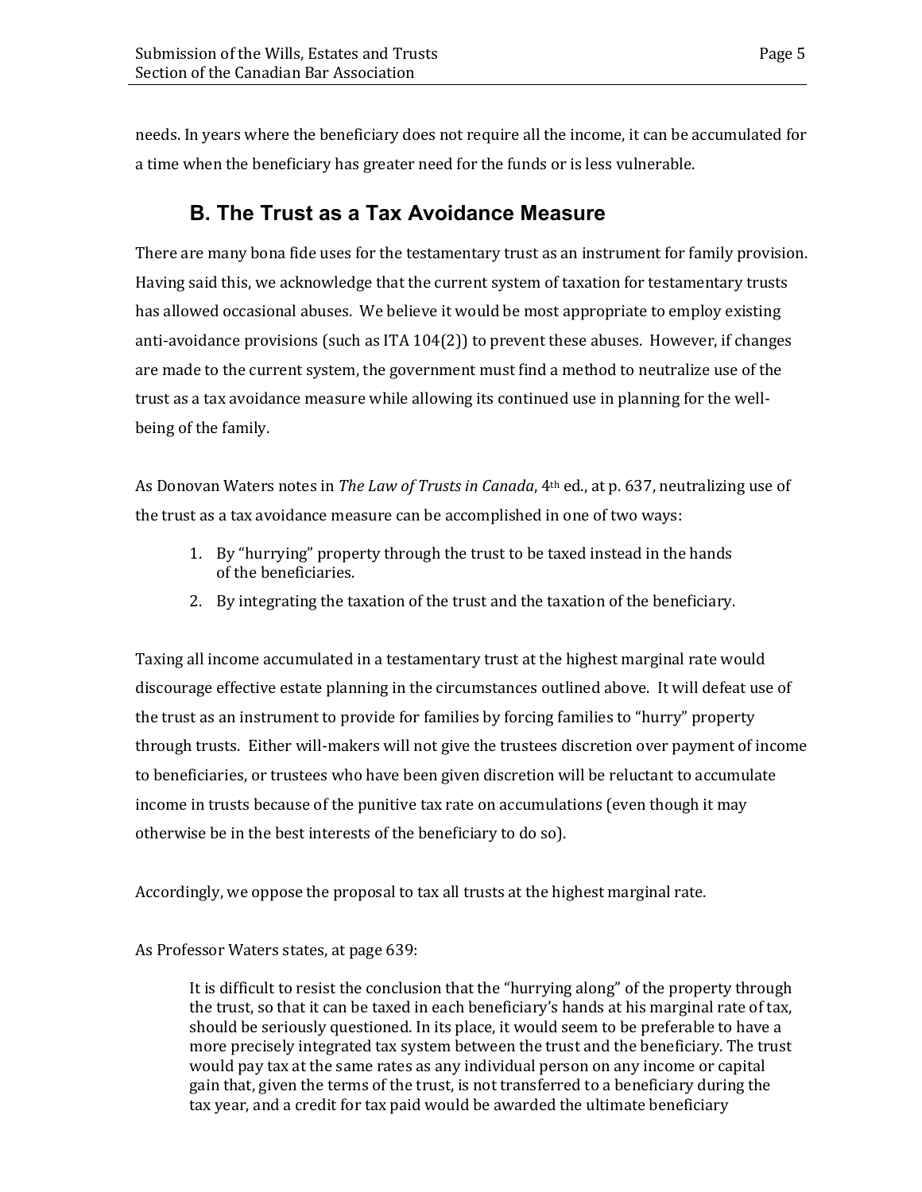needs. In years where the beneficiary does not require all the income, it can be accumulated for a time when the beneficiary has greater need for the funds or is less vulnerable.

## B. The Trust as a Tax Avoidance Measure

There are many bona fide uses for the testamentary trust as an instrument for family provision. Having said this, we acknowledge that the current system of taxation for testamentary trusts has allowed occasional abuses. We believe it would be most appropriate to employ existing anti-avoidance provisions (such as ITA 104(2)) to prevent these abuses. However, if changes are made to the current system, the government must find a method to neutralize use of the trust as a tax avoidance measure while allowing its continued use in planning for the well-being of the family.

As Donovan Waters notes in *The Law of Trusts in Canada*, 4th ed., at p. 637, neutralizing use of the trust as a tax avoidance measure can be accomplished in one of two ways:

1. By "hurrying" property through the trust to be taxed instead in the hands of the beneficiaries.
2. By integrating the taxation of the trust and the taxation of the beneficiary.

Taxing all income accumulated in a testamentary trust at the highest marginal rate would discourage effective estate planning in the circumstances outlined above. It will defeat use of the trust as an instrument to provide for families by forcing families to "hurry" property through trusts. Either will-makers will not give the trustees discretion over payment of income to beneficiaries, or trustees who have been given discretion will be reluctant to accumulate income in trusts because of the punitive tax rate on accumulations (even though it may otherwise be in the best interests of the beneficiary to do so).

Accordingly, we oppose the proposal to tax all trusts at the highest marginal rate.

As Professor Waters states, at page 639:

> It is difficult to resist the conclusion that the "hurrying along" of the property through the trust, so that it can be taxed in each beneficiary's hands at his marginal rate of tax, should be seriously questioned. In its place, it would seem to be preferable to have a more precisely integrated tax system between the trust and the beneficiary. The trust would pay tax at the same rates as any individual person on any income or capital gain that, given the terms of the trust, is not transferred to a beneficiary during the tax year, and a credit for tax paid would be awarded the ultimate beneficiary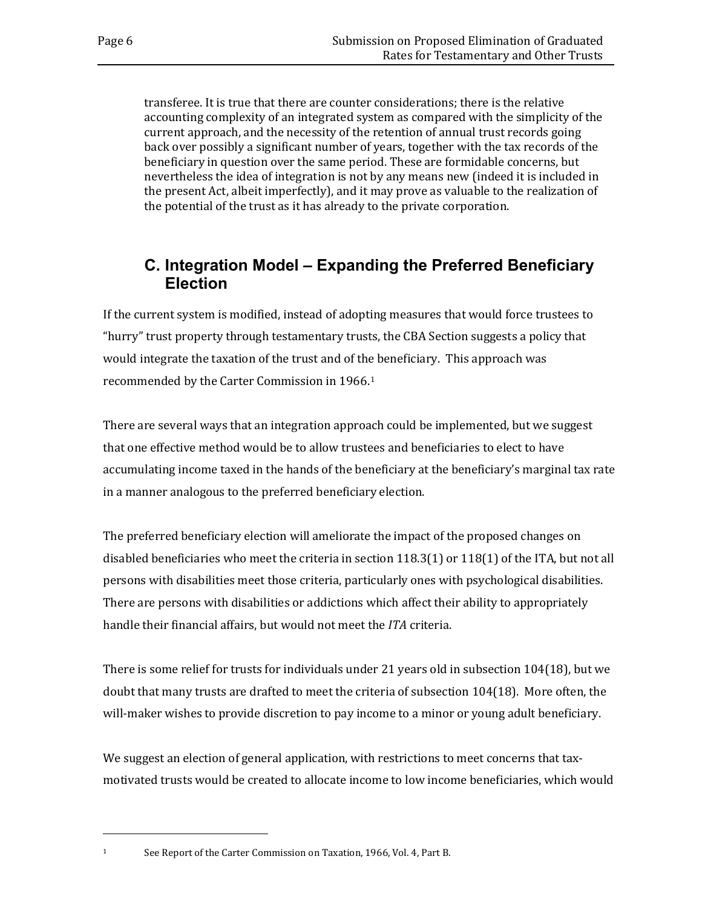> transferee. It is true that there are counter considerations; there is the relative accounting complexity of an integrated system as compared with the simplicity of the current approach, and the necessity of the retention of annual trust records going back over possibly a significant number of years, together with the tax records of the beneficiary in question over the same period. These are formidable concerns, but nevertheless the idea of integration is not by any means new (indeed it is included in the present Act, albeit imperfectly), and it may prove as valuable to the realization of the potential of the trust as it has already to the private corporation.

## C. Integration Model – Expanding the Preferred Beneficiary Election

If the current system is modified, instead of adopting measures that would force trustees to "hurry" trust property through testamentary trusts, the CBA Section suggests a policy that would integrate the taxation of the trust and of the beneficiary. This approach was recommended by the Carter Commission in 1966.[1]

There are several ways that an integration approach could be implemented, but we suggest that one effective method would be to allow trustees and beneficiaries to elect to have accumulating income taxed in the hands of the beneficiary at the beneficiary's marginal tax rate in a manner analogous to the preferred beneficiary election.

The preferred beneficiary election will ameliorate the impact of the proposed changes on disabled beneficiaries who meet the criteria in section 118.3(1) or 118(1) of the ITA, but not all persons with disabilities meet those criteria, particularly ones with psychological disabilities. There are persons with disabilities or addictions which affect their ability to appropriately handle their financial affairs, but would not meet the *ITA* criteria.

There is some relief for trusts for individuals under 21 years old in subsection 104(18), but we doubt that many trusts are drafted to meet the criteria of subsection 104(18). More often, the will-maker wishes to provide discretion to pay income to a minor or young adult beneficiary.

We suggest an election of general application, with restrictions to meet concerns that tax-motivated trusts would be created to allocate income to low income beneficiaries, which would

[1] See Report of the Carter Commission on Taxation, 1966, Vol. 4, Part B.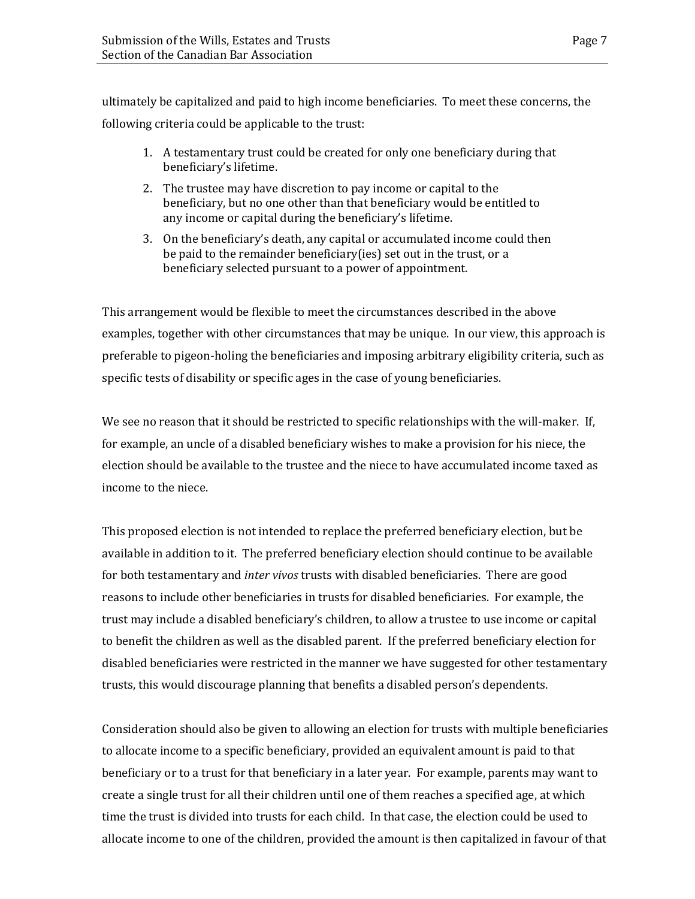ultimately be capitalized and paid to high income beneficiaries. To meet these concerns, the following criteria could be applicable to the trust:

1. A testamentary trust could be created for only one beneficiary during that beneficiary's lifetime.
2. The trustee may have discretion to pay income or capital to the beneficiary, but no one other than that beneficiary would be entitled to any income or capital during the beneficiary's lifetime.
3. On the beneficiary's death, any capital or accumulated income could then be paid to the remainder beneficiary(ies) set out in the trust, or a beneficiary selected pursuant to a power of appointment.

This arrangement would be flexible to meet the circumstances described in the above examples, together with other circumstances that may be unique. In our view, this approach is preferable to pigeon-holing the beneficiaries and imposing arbitrary eligibility criteria, such as specific tests of disability or specific ages in the case of young beneficiaries.

We see no reason that it should be restricted to specific relationships with the will-maker. If, for example, an uncle of a disabled beneficiary wishes to make a provision for his niece, the election should be available to the trustee and the niece to have accumulated income taxed as income to the niece.

This proposed election is not intended to replace the preferred beneficiary election, but be available in addition to it. The preferred beneficiary election should continue to be available for both testamentary and *inter vivos* trusts with disabled beneficiaries. There are good reasons to include other beneficiaries in trusts for disabled beneficiaries. For example, the trust may include a disabled beneficiary's children, to allow a trustee to use income or capital to benefit the children as well as the disabled parent. If the preferred beneficiary election for disabled beneficiaries were restricted in the manner we have suggested for other testamentary trusts, this would discourage planning that benefits a disabled person's dependents.

Consideration should also be given to allowing an election for trusts with multiple beneficiaries to allocate income to a specific beneficiary, provided an equivalent amount is paid to that beneficiary or to a trust for that beneficiary in a later year. For example, parents may want to create a single trust for all their children until one of them reaches a specified age, at which time the trust is divided into trusts for each child. In that case, the election could be used to allocate income to one of the children, provided the amount is then capitalized in favour of that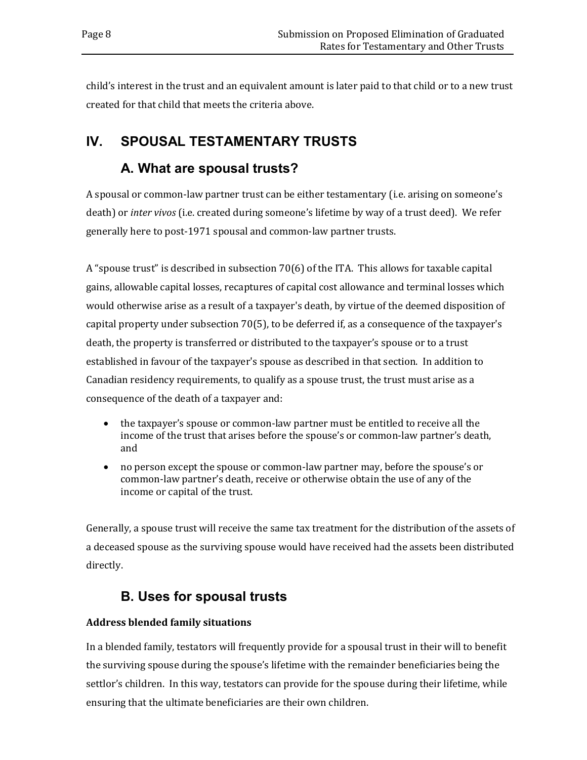child's interest in the trust and an equivalent amount is later paid to that child or to a new trust created for that child that meets the criteria above.

# IV. SPOUSAL TESTAMENTARY TRUSTS

## A. What are spousal trusts?

A spousal or common-law partner trust can be either testamentary (i.e. arising on someone's death) or *inter vivos* (i.e. created during someone's lifetime by way of a trust deed). We refer generally here to post-1971 spousal and common-law partner trusts.

A "spouse trust" is described in subsection 70(6) of the ITA. This allows for taxable capital gains, allowable capital losses, recaptures of capital cost allowance and terminal losses which would otherwise arise as a result of a taxpayer's death, by virtue of the deemed disposition of capital property under subsection 70(5), to be deferred if, as a consequence of the taxpayer's death, the property is transferred or distributed to the taxpayer's spouse or to a trust established in favour of the taxpayer's spouse as described in that section. In addition to Canadian residency requirements, to qualify as a spouse trust, the trust must arise as a consequence of the death of a taxpayer and:

- the taxpayer's spouse or common-law partner must be entitled to receive all the income of the trust that arises before the spouse's or common-law partner's death, and
- no person except the spouse or common-law partner may, before the spouse's or common-law partner's death, receive or otherwise obtain the use of any of the income or capital of the trust.

Generally, a spouse trust will receive the same tax treatment for the distribution of the assets of a deceased spouse as the surviving spouse would have received had the assets been distributed directly.

## B. Uses for spousal trusts

**Address blended family situations**

In a blended family, testators will frequently provide for a spousal trust in their will to benefit the surviving spouse during the spouse's lifetime with the remainder beneficiaries being the settlor's children. In this way, testators can provide for the spouse during their lifetime, while ensuring that the ultimate beneficiaries are their own children.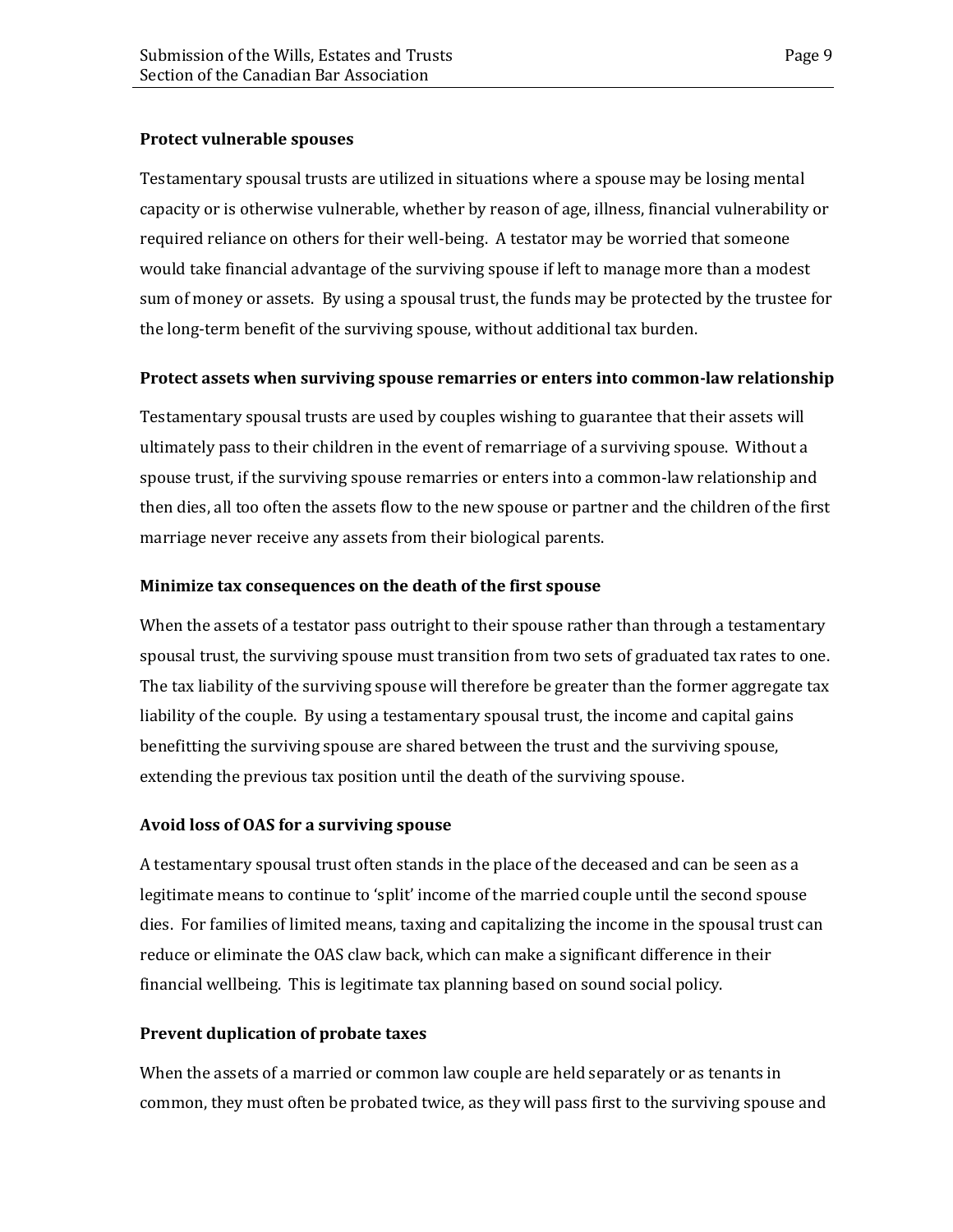### Protect vulnerable spouses

Testamentary spousal trusts are utilized in situations where a spouse may be losing mental capacity or is otherwise vulnerable, whether by reason of age, illness, financial vulnerability or required reliance on others for their well-being. A testator may be worried that someone would take financial advantage of the surviving spouse if left to manage more than a modest sum of money or assets. By using a spousal trust, the funds may be protected by the trustee for the long-term benefit of the surviving spouse, without additional tax burden.

### Protect assets when surviving spouse remarries or enters into common-law relationship

Testamentary spousal trusts are used by couples wishing to guarantee that their assets will ultimately pass to their children in the event of remarriage of a surviving spouse. Without a spouse trust, if the surviving spouse remarries or enters into a common-law relationship and then dies, all too often the assets flow to the new spouse or partner and the children of the first marriage never receive any assets from their biological parents.

### Minimize tax consequences on the death of the first spouse

When the assets of a testator pass outright to their spouse rather than through a testamentary spousal trust, the surviving spouse must transition from two sets of graduated tax rates to one. The tax liability of the surviving spouse will therefore be greater than the former aggregate tax liability of the couple. By using a testamentary spousal trust, the income and capital gains benefitting the surviving spouse are shared between the trust and the surviving spouse, extending the previous tax position until the death of the surviving spouse.

### Avoid loss of OAS for a surviving spouse

A testamentary spousal trust often stands in the place of the deceased and can be seen as a legitimate means to continue to 'split' income of the married couple until the second spouse dies. For families of limited means, taxing and capitalizing the income in the spousal trust can reduce or eliminate the OAS claw back, which can make a significant difference in their financial wellbeing. This is legitimate tax planning based on sound social policy.

### Prevent duplication of probate taxes

When the assets of a married or common law couple are held separately or as tenants in common, they must often be probated twice, as they will pass first to the surviving spouse and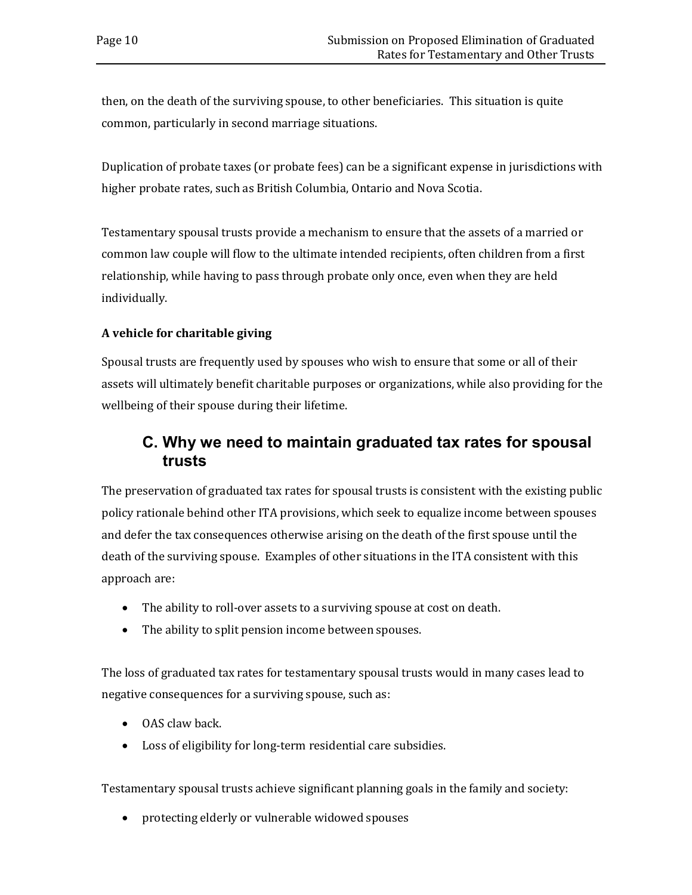then, on the death of the surviving spouse, to other beneficiaries. This situation is quite common, particularly in second marriage situations.

Duplication of probate taxes (or probate fees) can be a significant expense in jurisdictions with higher probate rates, such as British Columbia, Ontario and Nova Scotia.

Testamentary spousal trusts provide a mechanism to ensure that the assets of a married or common law couple will flow to the ultimate intended recipients, often children from a first relationship, while having to pass through probate only once, even when they are held individually.

**A vehicle for charitable giving**

Spousal trusts are frequently used by spouses who wish to ensure that some or all of their assets will ultimately benefit charitable purposes or organizations, while also providing for the wellbeing of their spouse during their lifetime.

## C. Why we need to maintain graduated tax rates for spousal trusts

The preservation of graduated tax rates for spousal trusts is consistent with the existing public policy rationale behind other ITA provisions, which seek to equalize income between spouses and defer the tax consequences otherwise arising on the death of the first spouse until the death of the surviving spouse. Examples of other situations in the ITA consistent with this approach are:

- The ability to roll-over assets to a surviving spouse at cost on death.
- The ability to split pension income between spouses.

The loss of graduated tax rates for testamentary spousal trusts would in many cases lead to negative consequences for a surviving spouse, such as:

- OAS claw back.
- Loss of eligibility for long-term residential care subsidies.

Testamentary spousal trusts achieve significant planning goals in the family and society:

- protecting elderly or vulnerable widowed spouses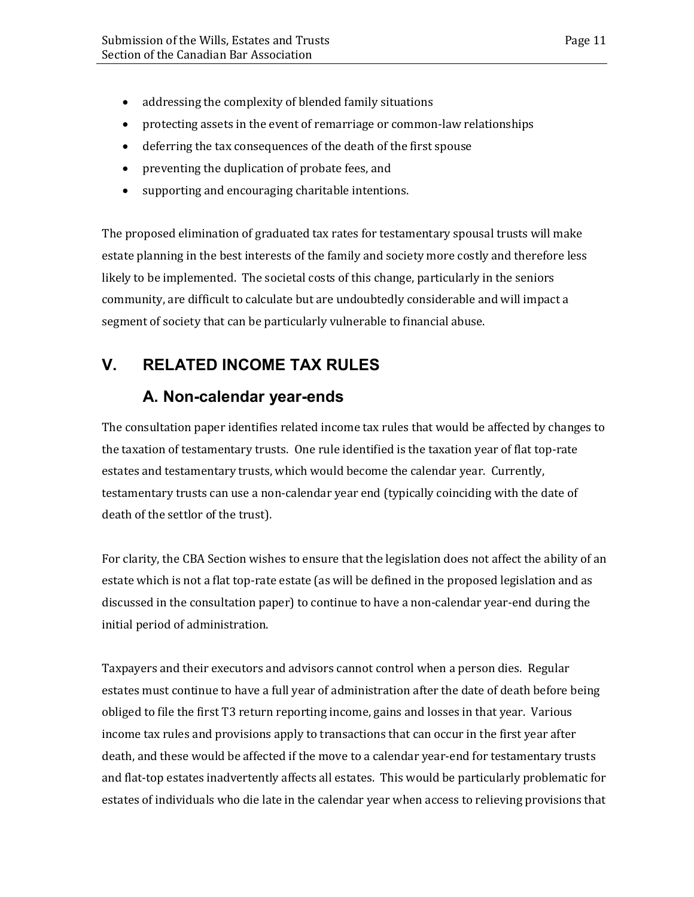- addressing the complexity of blended family situations
- protecting assets in the event of remarriage or common-law relationships
- deferring the tax consequences of the death of the first spouse
- preventing the duplication of probate fees, and
- supporting and encouraging charitable intentions.

The proposed elimination of graduated tax rates for testamentary spousal trusts will make estate planning in the best interests of the family and society more costly and therefore less likely to be implemented. The societal costs of this change, particularly in the seniors community, are difficult to calculate but are undoubtedly considerable and will impact a segment of society that can be particularly vulnerable to financial abuse.

## V. RELATED INCOME TAX RULES

### A. Non-calendar year-ends

The consultation paper identifies related income tax rules that would be affected by changes to the taxation of testamentary trusts. One rule identified is the taxation year of flat top-rate estates and testamentary trusts, which would become the calendar year. Currently, testamentary trusts can use a non-calendar year end (typically coinciding with the date of death of the settlor of the trust).

For clarity, the CBA Section wishes to ensure that the legislation does not affect the ability of an estate which is not a flat top-rate estate (as will be defined in the proposed legislation and as discussed in the consultation paper) to continue to have a non-calendar year-end during the initial period of administration.

Taxpayers and their executors and advisors cannot control when a person dies. Regular estates must continue to have a full year of administration after the date of death before being obliged to file the first T3 return reporting income, gains and losses in that year. Various income tax rules and provisions apply to transactions that can occur in the first year after death, and these would be affected if the move to a calendar year-end for testamentary trusts and flat-top estates inadvertently affects all estates. This would be particularly problematic for estates of individuals who die late in the calendar year when access to relieving provisions that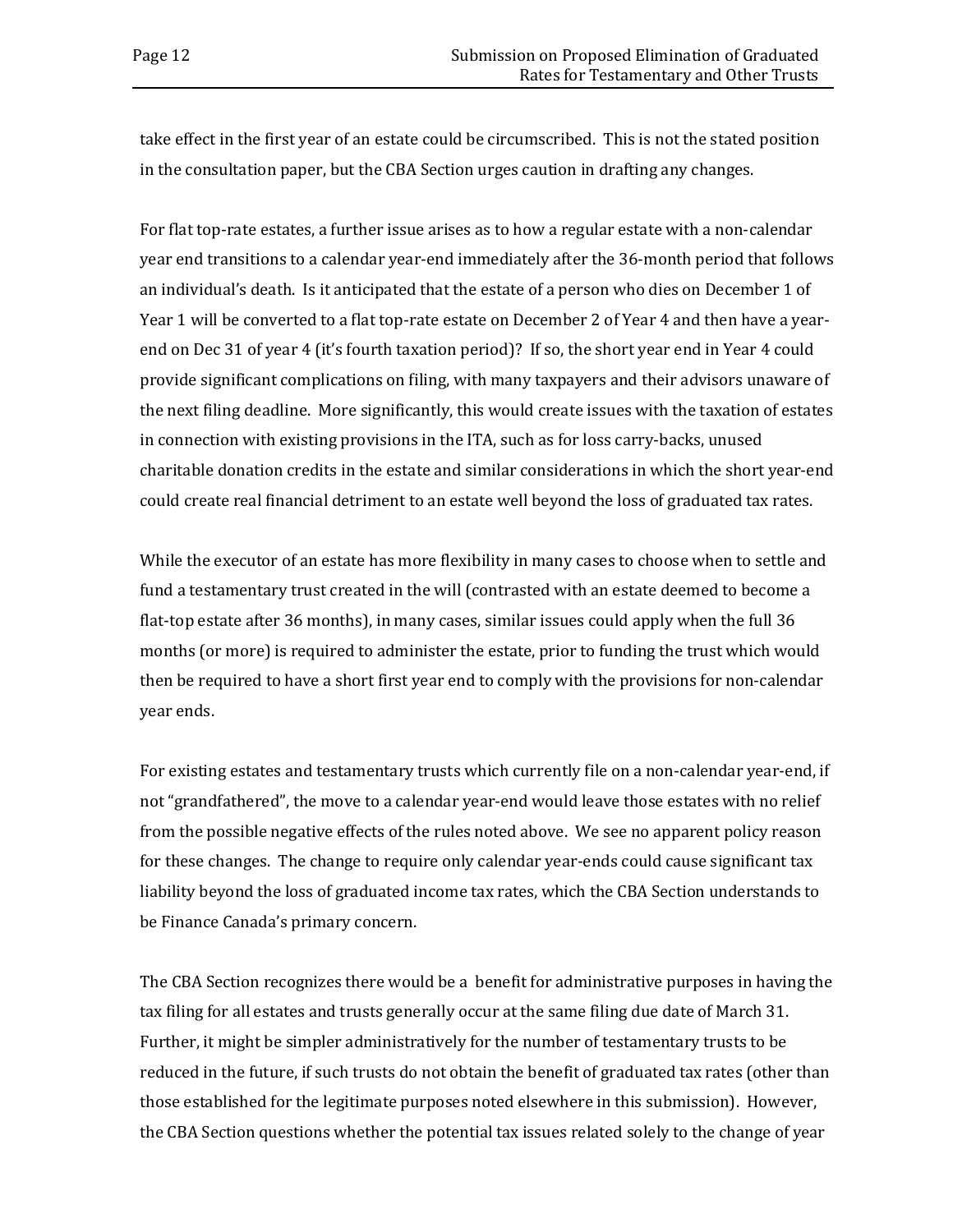take effect in the first year of an estate could be circumscribed. This is not the stated position in the consultation paper, but the CBA Section urges caution in drafting any changes.

For flat top-rate estates, a further issue arises as to how a regular estate with a non-calendar year end transitions to a calendar year-end immediately after the 36-month period that follows an individual's death. Is it anticipated that the estate of a person who dies on December 1 of Year 1 will be converted to a flat top-rate estate on December 2 of Year 4 and then have a year-end on Dec 31 of year 4 (it's fourth taxation period)? If so, the short year end in Year 4 could provide significant complications on filing, with many taxpayers and their advisors unaware of the next filing deadline. More significantly, this would create issues with the taxation of estates in connection with existing provisions in the ITA, such as for loss carry-backs, unused charitable donation credits in the estate and similar considerations in which the short year-end could create real financial detriment to an estate well beyond the loss of graduated tax rates.

While the executor of an estate has more flexibility in many cases to choose when to settle and fund a testamentary trust created in the will (contrasted with an estate deemed to become a flat-top estate after 36 months), in many cases, similar issues could apply when the full 36 months (or more) is required to administer the estate, prior to funding the trust which would then be required to have a short first year end to comply with the provisions for non-calendar year ends.

For existing estates and testamentary trusts which currently file on a non-calendar year-end, if not "grandfathered", the move to a calendar year-end would leave those estates with no relief from the possible negative effects of the rules noted above. We see no apparent policy reason for these changes. The change to require only calendar year-ends could cause significant tax liability beyond the loss of graduated income tax rates, which the CBA Section understands to be Finance Canada's primary concern.

The CBA Section recognizes there would be a benefit for administrative purposes in having the tax filing for all estates and trusts generally occur at the same filing due date of March 31. Further, it might be simpler administratively for the number of testamentary trusts to be reduced in the future, if such trusts do not obtain the benefit of graduated tax rates (other than those established for the legitimate purposes noted elsewhere in this submission). However, the CBA Section questions whether the potential tax issues related solely to the change of year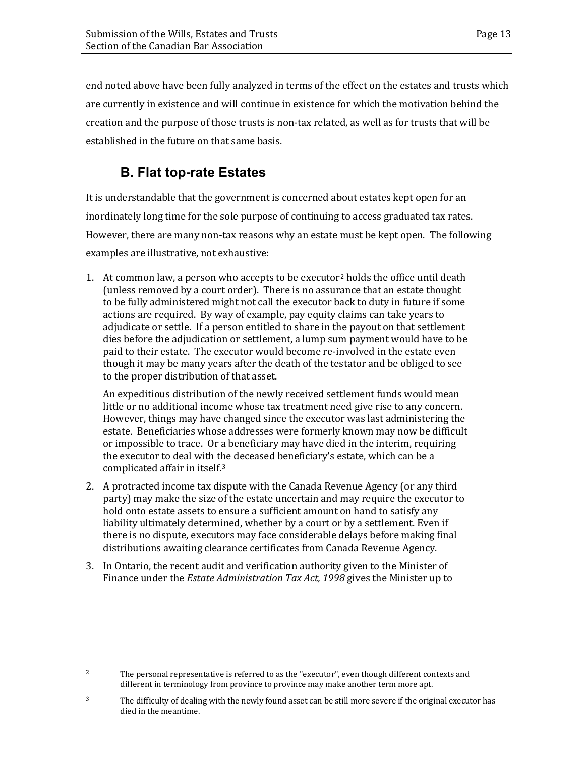end noted above have been fully analyzed in terms of the effect on the estates and trusts which are currently in existence and will continue in existence for which the motivation behind the creation and the purpose of those trusts is non-tax related, as well as for trusts that will be established in the future on that same basis.

## B. Flat top-rate Estates

It is understandable that the government is concerned about estates kept open for an inordinately long time for the sole purpose of continuing to access graduated tax rates. However, there are many non-tax reasons why an estate must be kept open. The following examples are illustrative, not exhaustive:

1. At common law, a person who accepts to be executor[2] holds the office until death (unless removed by a court order). There is no assurance that an estate thought to be fully administered might not call the executor back to duty in future if some actions are required. By way of example, pay equity claims can take years to adjudicate or settle. If a person entitled to share in the payout on that settlement dies before the adjudication or settlement, a lump sum payment would have to be paid to their estate. The executor would become re-involved in the estate even though it may be many years after the death of the testator and be obliged to see to the proper distribution of that asset.

   An expeditious distribution of the newly received settlement funds would mean little or no additional income whose tax treatment need give rise to any concern. However, things may have changed since the executor was last administering the estate. Beneficiaries whose addresses were formerly known may now be difficult or impossible to trace. Or a beneficiary may have died in the interim, requiring the executor to deal with the deceased beneficiary's estate, which can be a complicated affair in itself.[3]

2. A protracted income tax dispute with the Canada Revenue Agency (or any third party) may make the size of the estate uncertain and may require the executor to hold onto estate assets to ensure a sufficient amount on hand to satisfy any liability ultimately determined, whether by a court or by a settlement. Even if there is no dispute, executors may face considerable delays before making final distributions awaiting clearance certificates from Canada Revenue Agency.

3. In Ontario, the recent audit and verification authority given to the Minister of Finance under the *Estate Administration Tax Act, 1998* gives the Minister up to

---

[2] The personal representative is referred to as the "executor", even though different contexts and different in terminology from province to province may make another term more apt.

[3] The difficulty of dealing with the newly found asset can be still more severe if the original executor has died in the meantime.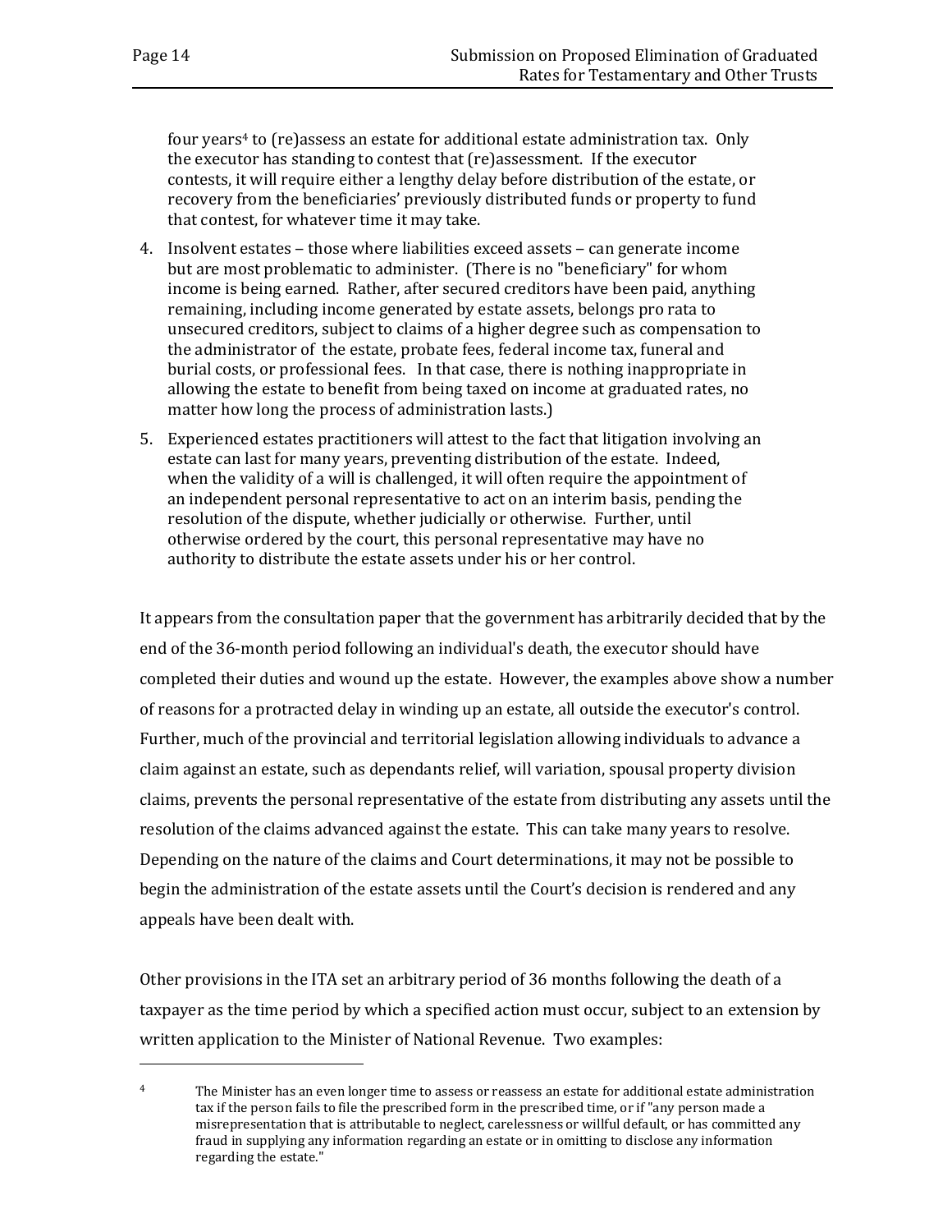four years[4] to (re)assess an estate for additional estate administration tax. Only the executor has standing to contest that (re)assessment. If the executor contests, it will require either a lengthy delay before distribution of the estate, or recovery from the beneficiaries' previously distributed funds or property to fund that contest, for whatever time it may take.

4. Insolvent estates – those where liabilities exceed assets – can generate income but are most problematic to administer. (There is no "beneficiary" for whom income is being earned. Rather, after secured creditors have been paid, anything remaining, including income generated by estate assets, belongs pro rata to unsecured creditors, subject to claims of a higher degree such as compensation to the administrator of the estate, probate fees, federal income tax, funeral and burial costs, or professional fees. In that case, there is nothing inappropriate in allowing the estate to benefit from being taxed on income at graduated rates, no matter how long the process of administration lasts.)

5. Experienced estates practitioners will attest to the fact that litigation involving an estate can last for many years, preventing distribution of the estate. Indeed, when the validity of a will is challenged, it will often require the appointment of an independent personal representative to act on an interim basis, pending the resolution of the dispute, whether judicially or otherwise. Further, until otherwise ordered by the court, this personal representative may have no authority to distribute the estate assets under his or her control.

It appears from the consultation paper that the government has arbitrarily decided that by the end of the 36-month period following an individual's death, the executor should have completed their duties and wound up the estate. However, the examples above show a number of reasons for a protracted delay in winding up an estate, all outside the executor's control. Further, much of the provincial and territorial legislation allowing individuals to advance a claim against an estate, such as dependants relief, will variation, spousal property division claims, prevents the personal representative of the estate from distributing any assets until the resolution of the claims advanced against the estate. This can take many years to resolve. Depending on the nature of the claims and Court determinations, it may not be possible to begin the administration of the estate assets until the Court's decision is rendered and any appeals have been dealt with.

Other provisions in the ITA set an arbitrary period of 36 months following the death of a taxpayer as the time period by which a specified action must occur, subject to an extension by written application to the Minister of National Revenue. Two examples:

---

[4] The Minister has an even longer time to assess or reassess an estate for additional estate administration tax if the person fails to file the prescribed form in the prescribed time, or if "any person made a misrepresentation that is attributable to neglect, carelessness or willful default, or has committed any fraud in supplying any information regarding an estate or in omitting to disclose any information regarding the estate."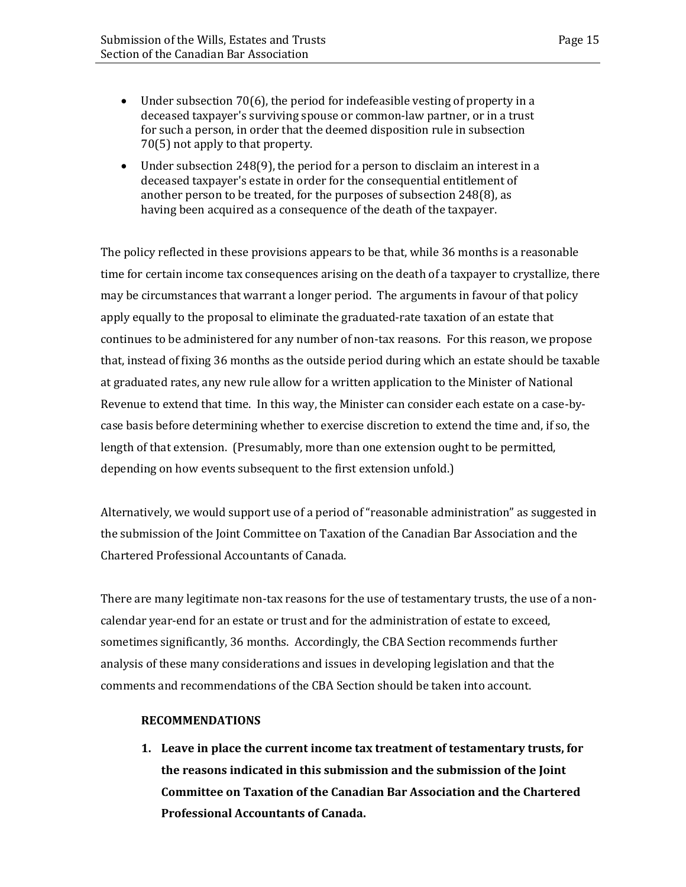- Under subsection 70(6), the period for indefeasible vesting of property in a deceased taxpayer's surviving spouse or common-law partner, or in a trust for such a person, in order that the deemed disposition rule in subsection 70(5) not apply to that property.
- Under subsection 248(9), the period for a person to disclaim an interest in a deceased taxpayer's estate in order for the consequential entitlement of another person to be treated, for the purposes of subsection 248(8), as having been acquired as a consequence of the death of the taxpayer.

The policy reflected in these provisions appears to be that, while 36 months is a reasonable time for certain income tax consequences arising on the death of a taxpayer to crystallize, there may be circumstances that warrant a longer period. The arguments in favour of that policy apply equally to the proposal to eliminate the graduated-rate taxation of an estate that continues to be administered for any number of non-tax reasons. For this reason, we propose that, instead of fixing 36 months as the outside period during which an estate should be taxable at graduated rates, any new rule allow for a written application to the Minister of National Revenue to extend that time. In this way, the Minister can consider each estate on a case-by-case basis before determining whether to exercise discretion to extend the time and, if so, the length of that extension. (Presumably, more than one extension ought to be permitted, depending on how events subsequent to the first extension unfold.)

Alternatively, we would support use of a period of "reasonable administration" as suggested in the submission of the Joint Committee on Taxation of the Canadian Bar Association and the Chartered Professional Accountants of Canada.

There are many legitimate non-tax reasons for the use of testamentary trusts, the use of a non-calendar year-end for an estate or trust and for the administration of estate to exceed, sometimes significantly, 36 months. Accordingly, the CBA Section recommends further analysis of these many considerations and issues in developing legislation and that the comments and recommendations of the CBA Section should be taken into account.

**RECOMMENDATIONS**

1. **Leave in place the current income tax treatment of testamentary trusts, for the reasons indicated in this submission and the submission of the Joint Committee on Taxation of the Canadian Bar Association and the Chartered Professional Accountants of Canada.**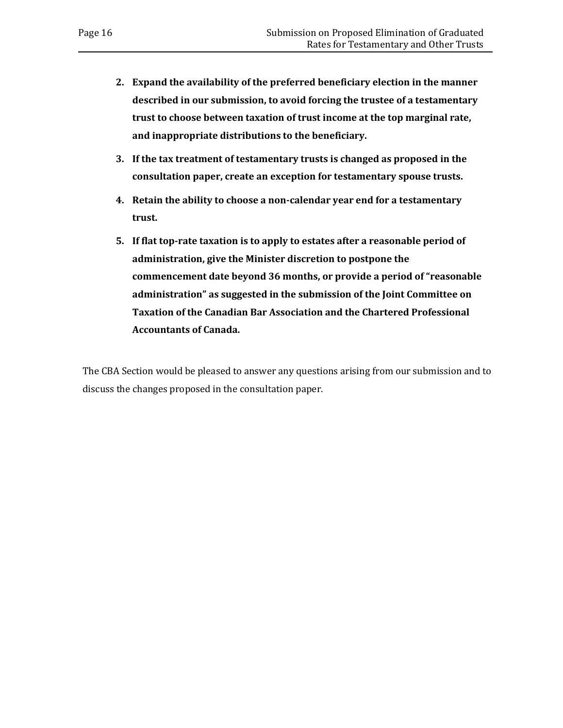2. **Expand the availability of the preferred beneficiary election in the manner described in our submission, to avoid forcing the trustee of a testamentary trust to choose between taxation of trust income at the top marginal rate, and inappropriate distributions to the beneficiary.**
3. **If the tax treatment of testamentary trusts is changed as proposed in the consultation paper, create an exception for testamentary spouse trusts.**
4. **Retain the ability to choose a non-calendar year end for a testamentary trust.**
5. **If flat top-rate taxation is to apply to estates after a reasonable period of administration, give the Minister discretion to postpone the commencement date beyond 36 months, or provide a period of "reasonable administration" as suggested in the submission of the Joint Committee on Taxation of the Canadian Bar Association and the Chartered Professional Accountants of Canada.**

The CBA Section would be pleased to answer any questions arising from our submission and to discuss the changes proposed in the consultation paper.